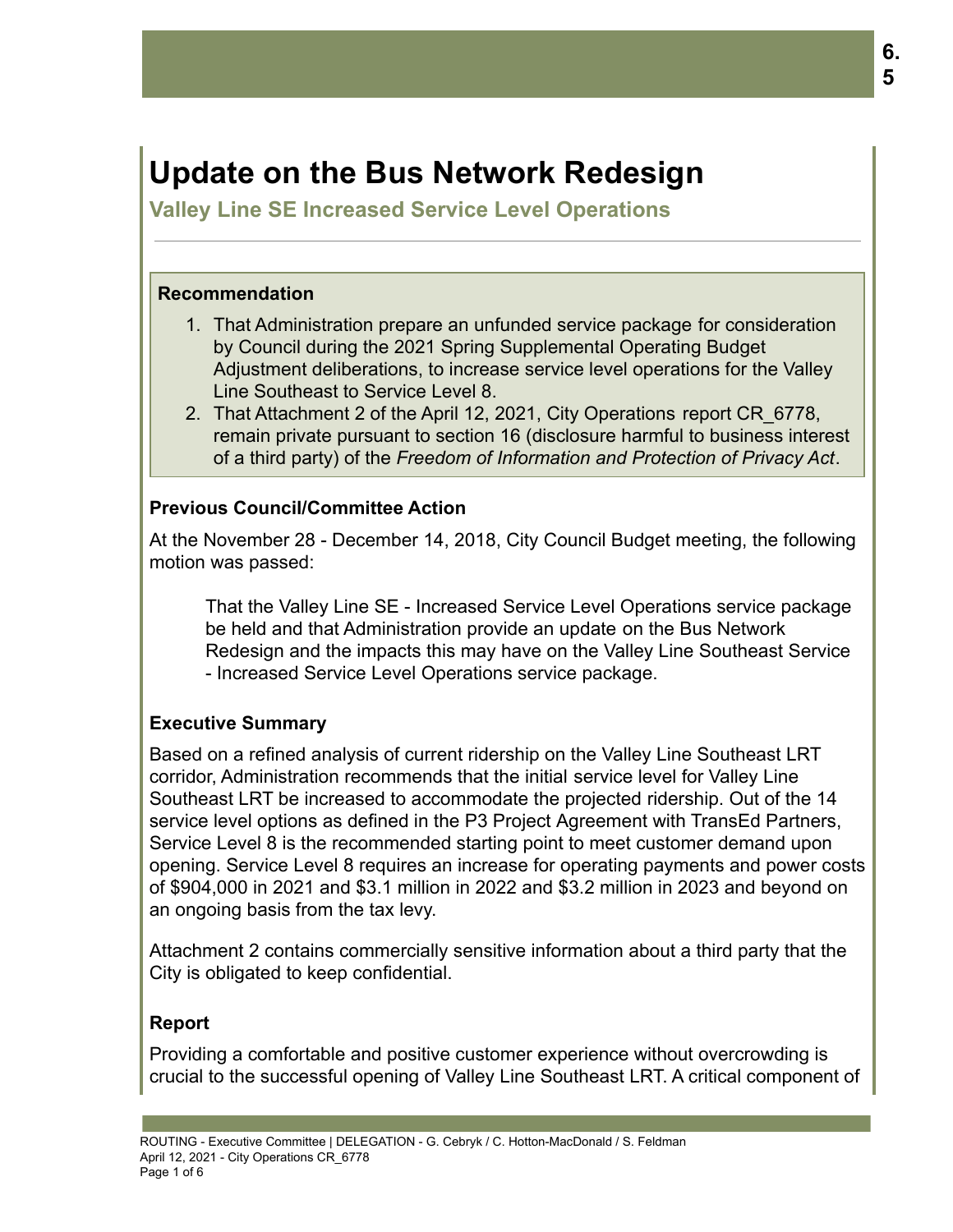# Update on the Bus Network Redesign

## Valley Line SE Increased Service Level Operations

### Recommendation

1. That Administration prepare an unfunded service package for consideration by Council during the 2021 Spring Supplemental Operating Budget Adjustment deliberations, to increase service level operations for the Valley Line Southeast to Service Level 8.
2. That Attachment 2 of the April 12, 2021, City Operations report CR_6778, remain private pursuant to section 16 (disclosure harmful to business interest of a third party) of the *Freedom of Information and Protection of Privacy Act*.

### Previous Council/Committee Action

At the November 28 - December 14, 2018, City Council Budget meeting, the following motion was passed:

> That the Valley Line SE - Increased Service Level Operations service package be held and that Administration provide an update on the Bus Network Redesign and the impacts this may have on the Valley Line Southeast Service - Increased Service Level Operations service package.

### Executive Summary

Based on a refined analysis of current ridership on the Valley Line Southeast LRT corridor, Administration recommends that the initial service level for Valley Line Southeast LRT be increased to accommodate the projected ridership. Out of the 14 service level options as defined in the P3 Project Agreement with TransEd Partners, Service Level 8 is the recommended starting point to meet customer demand upon opening. Service Level 8 requires an increase for operating payments and power costs of $904,000 in 2021 and $3.1 million in 2022 and $3.2 million in 2023 and beyond on an ongoing basis from the tax levy.

Attachment 2 contains commercially sensitive information about a third party that the City is obligated to keep confidential.

### Report

Providing a comfortable and positive customer experience without overcrowding is crucial to the successful opening of Valley Line Southeast LRT. A critical component of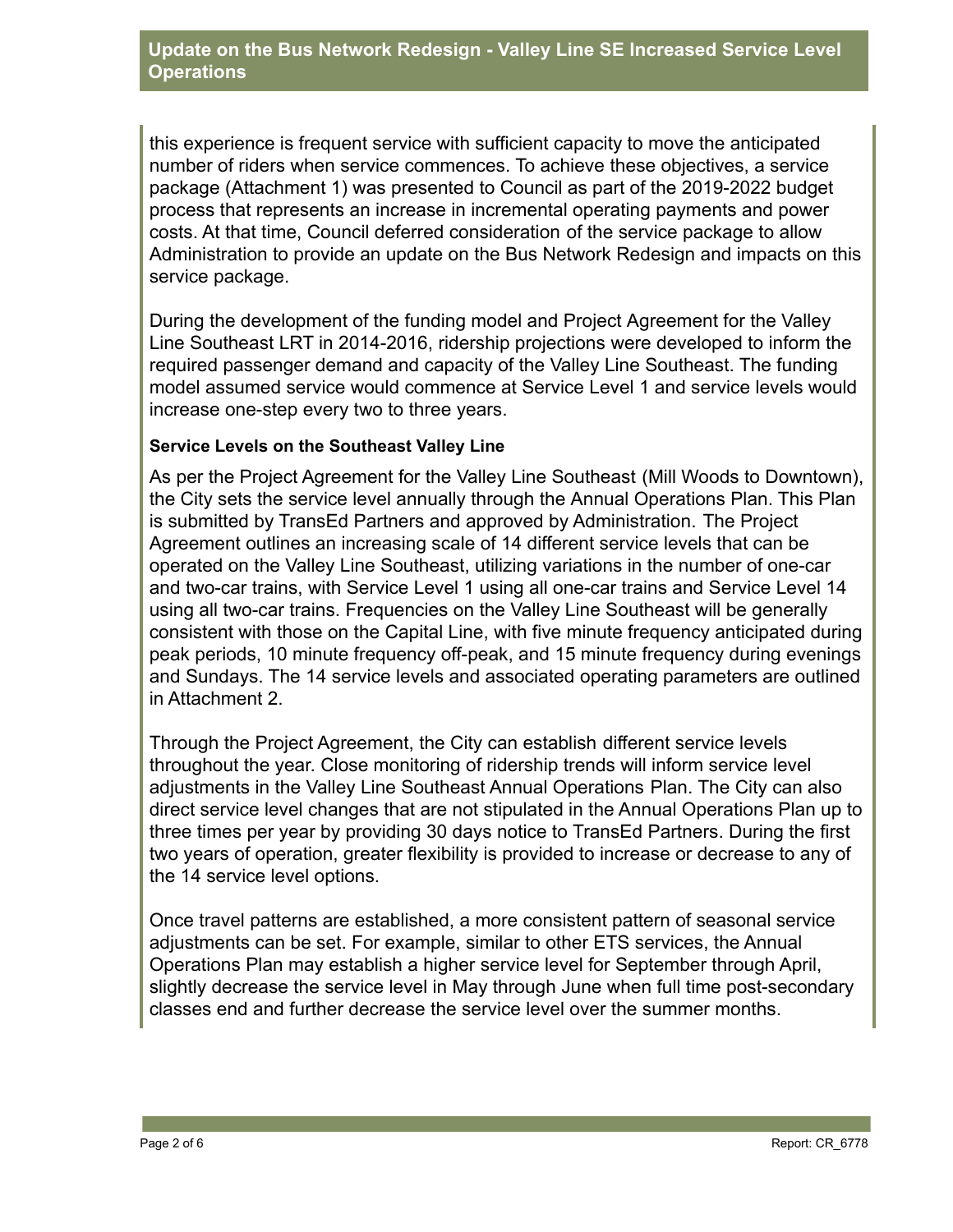this experience is frequent service with sufficient capacity to move the anticipated number of riders when service commences. To achieve these objectives, a service package (Attachment 1) was presented to Council as part of the 2019-2022 budget process that represents an increase in incremental operating payments and power costs. At that time, Council deferred consideration of the service package to allow Administration to provide an update on the Bus Network Redesign and impacts on this service package.

During the development of the funding model and Project Agreement for the Valley Line Southeast LRT in 2014-2016, ridership projections were developed to inform the required passenger demand and capacity of the Valley Line Southeast. The funding model assumed service would commence at Service Level 1 and service levels would increase one-step every two to three years.

**Service Levels on the Southeast Valley Line**

As per the Project Agreement for the Valley Line Southeast (Mill Woods to Downtown), the City sets the service level annually through the Annual Operations Plan. This Plan is submitted by TransEd Partners and approved by Administration. The Project Agreement outlines an increasing scale of 14 different service levels that can be operated on the Valley Line Southeast, utilizing variations in the number of one-car and two-car trains, with Service Level 1 using all one-car trains and Service Level 14 using all two-car trains. Frequencies on the Valley Line Southeast will be generally consistent with those on the Capital Line, with five minute frequency anticipated during peak periods, 10 minute frequency off-peak, and 15 minute frequency during evenings and Sundays. The 14 service levels and associated operating parameters are outlined in Attachment 2.

Through the Project Agreement, the City can establish different service levels throughout the year. Close monitoring of ridership trends will inform service level adjustments in the Valley Line Southeast Annual Operations Plan. The City can also direct service level changes that are not stipulated in the Annual Operations Plan up to three times per year by providing 30 days notice to TransEd Partners. During the first two years of operation, greater flexibility is provided to increase or decrease to any of the 14 service level options.

Once travel patterns are established, a more consistent pattern of seasonal service adjustments can be set. For example, similar to other ETS services, the Annual Operations Plan may establish a higher service level for September through April, slightly decrease the service level in May through June when full time post-secondary classes end and further decrease the service level over the summer months.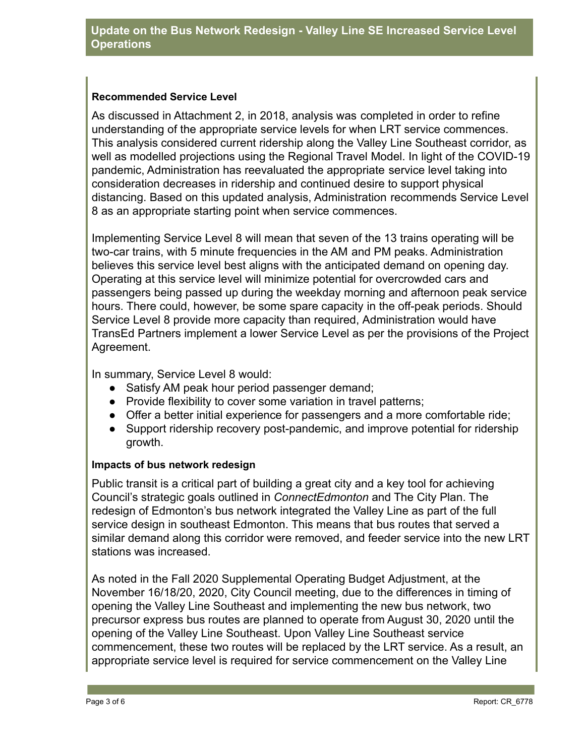### Recommended Service Level

As discussed in Attachment 2, in 2018, analysis was completed in order to refine understanding of the appropriate service levels for when LRT service commences. This analysis considered current ridership along the Valley Line Southeast corridor, as well as modelled projections using the Regional Travel Model. In light of the COVID-19 pandemic, Administration has reevaluated the appropriate service level taking into consideration decreases in ridership and continued desire to support physical distancing. Based on this updated analysis, Administration recommends Service Level 8 as an appropriate starting point when service commences.

Implementing Service Level 8 will mean that seven of the 13 trains operating will be two-car trains, with 5 minute frequencies in the AM and PM peaks. Administration believes this service level best aligns with the anticipated demand on opening day. Operating at this service level will minimize potential for overcrowded cars and passengers being passed up during the weekday morning and afternoon peak service hours. There could, however, be some spare capacity in the off-peak periods. Should Service Level 8 provide more capacity than required, Administration would have TransEd Partners implement a lower Service Level as per the provisions of the Project Agreement.

In summary, Service Level 8 would:

- Satisfy AM peak hour period passenger demand;
- Provide flexibility to cover some variation in travel patterns;
- Offer a better initial experience for passengers and a more comfortable ride;
- Support ridership recovery post-pandemic, and improve potential for ridership growth.

### Impacts of bus network redesign

Public transit is a critical part of building a great city and a key tool for achieving Council's strategic goals outlined in *ConnectEdmonton* and The City Plan. The redesign of Edmonton's bus network integrated the Valley Line as part of the full service design in southeast Edmonton. This means that bus routes that served a similar demand along this corridor were removed, and feeder service into the new LRT stations was increased.

As noted in the Fall 2020 Supplemental Operating Budget Adjustment, at the November 16/18/20, 2020, City Council meeting, due to the differences in timing of opening the Valley Line Southeast and implementing the new bus network, two precursor express bus routes are planned to operate from August 30, 2020 until the opening of the Valley Line Southeast. Upon Valley Line Southeast service commencement, these two routes will be replaced by the LRT service. As a result, an appropriate service level is required for service commencement on the Valley Line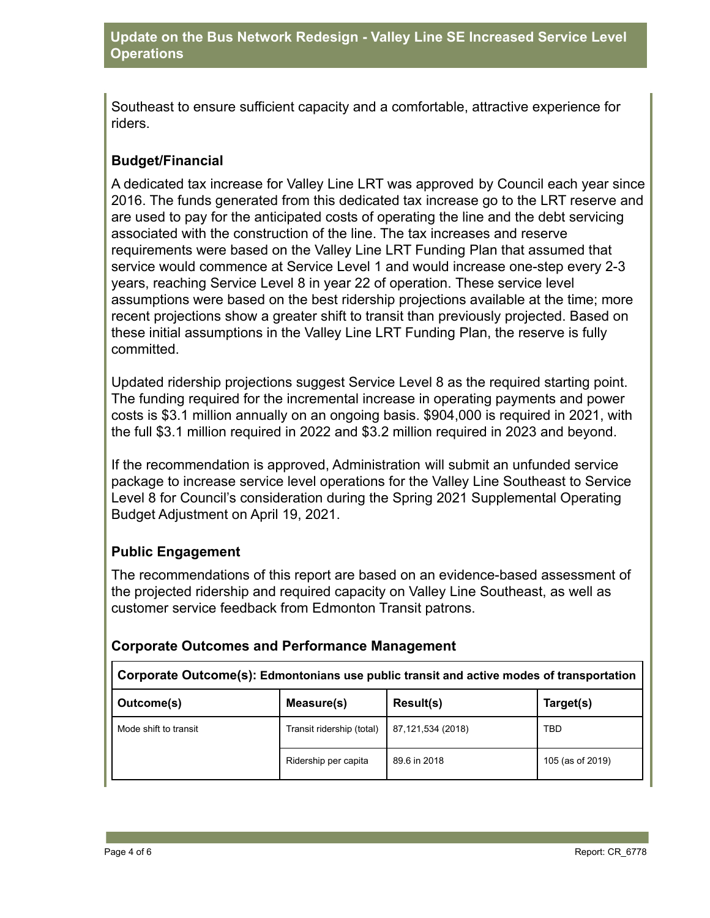Southeast to ensure sufficient capacity and a comfortable, attractive experience for riders.

### Budget/Financial

A dedicated tax increase for Valley Line LRT was approved by Council each year since 2016. The funds generated from this dedicated tax increase go to the LRT reserve and are used to pay for the anticipated costs of operating the line and the debt servicing associated with the construction of the line. The tax increases and reserve requirements were based on the Valley Line LRT Funding Plan that assumed that service would commence at Service Level 1 and would increase one-step every 2-3 years, reaching Service Level 8 in year 22 of operation. These service level assumptions were based on the best ridership projections available at the time; more recent projections show a greater shift to transit than previously projected. Based on these initial assumptions in the Valley Line LRT Funding Plan, the reserve is fully committed.

Updated ridership projections suggest Service Level 8 as the required starting point. The funding required for the incremental increase in operating payments and power costs is $3.1 million annually on an ongoing basis. $904,000 is required in 2021, with the full $3.1 million required in 2022 and $3.2 million required in 2023 and beyond.

If the recommendation is approved, Administration will submit an unfunded service package to increase service level operations for the Valley Line Southeast to Service Level 8 for Council's consideration during the Spring 2021 Supplemental Operating Budget Adjustment on April 19, 2021.

### Public Engagement

The recommendations of this report are based on an evidence-based assessment of the projected ridership and required capacity on Valley Line Southeast, as well as customer service feedback from Edmonton Transit patrons.

### Corporate Outcomes and Performance Management

| **Corporate Outcome(s): Edmontonians use public transit and active modes of transportation** | | | |
|---|---|---|---|
| **Outcome(s)** | **Measure(s)** | **Result(s)** | **Target(s)** |
| Mode shift to transit | Transit ridership (total) | 87,121,534 (2018) | TBD |
| | Ridership per capita | 89.6 in 2018 | 105 (as of 2019) |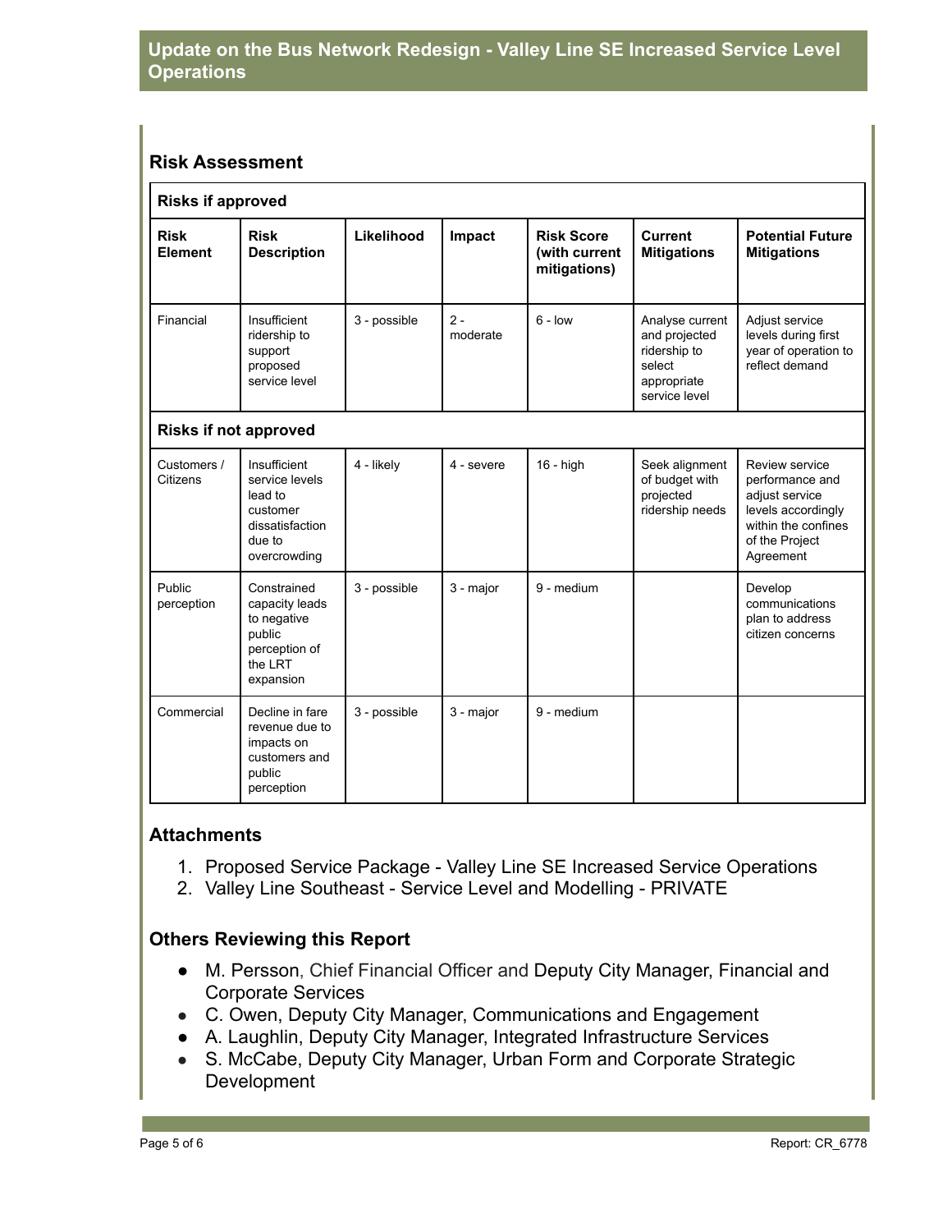## Risk Assessment

| Risks if approved | | | | | | |
|---|---|---|---|---|---|---|
| **Risk Element** | **Risk Description** | **Likelihood** | **Impact** | **Risk Score (with current mitigations)** | **Current Mitigations** | **Potential Future Mitigations** |
| Financial | Insufficient ridership to support proposed service level | 3 - possible | 2 - moderate | 6 - low | Analyse current and projected ridership to select appropriate service level | Adjust service levels during first year of operation to reflect demand |
| **Risks if not approved** | | | | | | |
| Customers / Citizens | Insufficient service levels lead to customer dissatisfaction due to overcrowding | 4 - likely | 4 - severe | 16 - high | Seek alignment of budget with projected ridership needs | Review service performance and adjust service levels accordingly within the confines of the Project Agreement |
| Public perception | Constrained capacity leads to negative public perception of the LRT expansion | 3 - possible | 3 - major | 9 - medium | | Develop communications plan to address citizen concerns |
| Commercial | Decline in fare revenue due to impacts on customers and public perception | 3 - possible | 3 - major | 9 - medium | | |

## Attachments

1. Proposed Service Package - Valley Line SE Increased Service Operations
2. Valley Line Southeast - Service Level and Modelling - PRIVATE

## Others Reviewing this Report

- M. Persson, Chief Financial Officer and Deputy City Manager, Financial and Corporate Services
- C. Owen, Deputy City Manager, Communications and Engagement
- A. Laughlin, Deputy City Manager, Integrated Infrastructure Services
- S. McCabe, Deputy City Manager, Urban Form and Corporate Strategic Development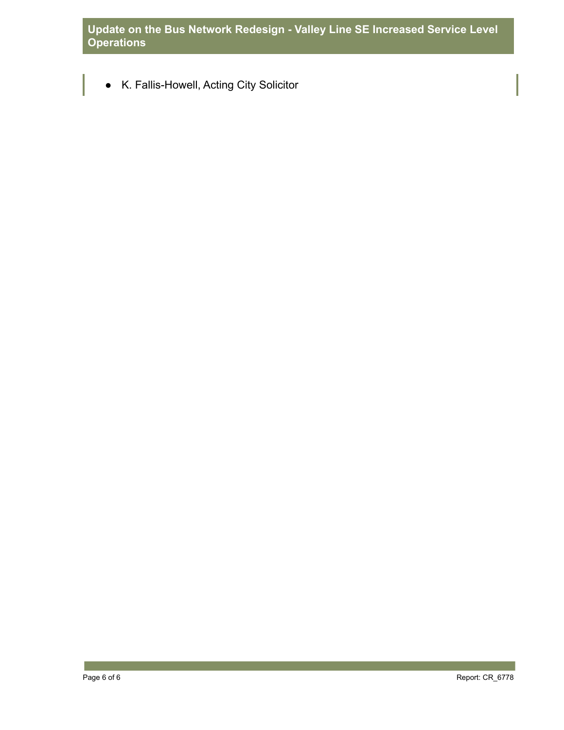- K. Fallis-Howell, Acting City Solicitor